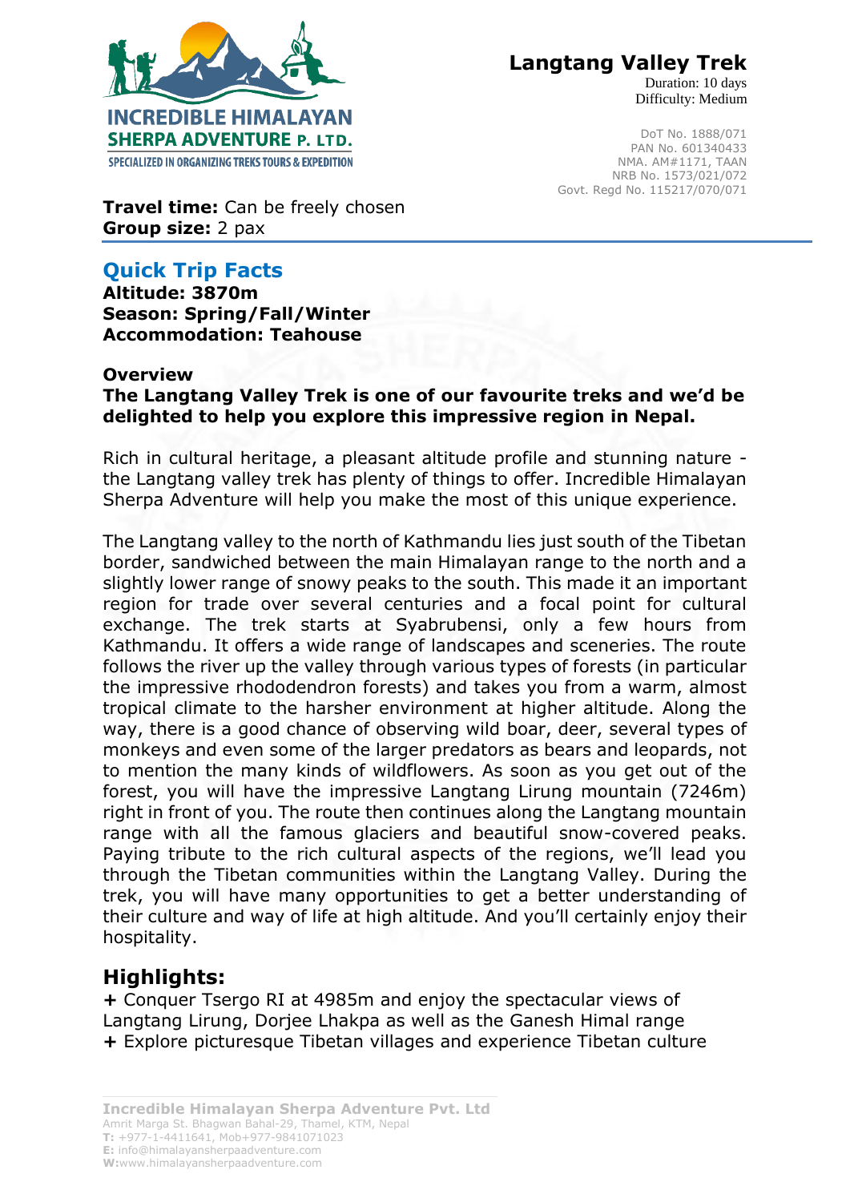# Langtang Valley Trek

Duration: 10 days
Difficulty: Medium

INCREDIBLE HIMALAYAN SHERPA ADVENTURE P. LTD.
SPECIALIZED IN ORGANIZING TREKS TOURS & EXPEDITION

DoT No. 1888/071
PAN No. 601340433
NMA. AM#1171, TAAN
NRB No. 1573/021/072
Govt. Regd No. 115217/070/071

**Travel time:** Can be freely chosen
**Group size:** 2 pax

## Quick Trip Facts

**Altitude: 3870m**
**Season: Spring/Fall/Winter**
**Accommodation: Teahouse**

**Overview**

**The Langtang Valley Trek is one of our favourite treks and we'd be delighted to help you explore this impressive region in Nepal.**

Rich in cultural heritage, a pleasant altitude profile and stunning nature - the Langtang valley trek has plenty of things to offer. Incredible Himalayan Sherpa Adventure will help you make the most of this unique experience.

The Langtang valley to the north of Kathmandu lies just south of the Tibetan border, sandwiched between the main Himalayan range to the north and a slightly lower range of snowy peaks to the south. This made it an important region for trade over several centuries and a focal point for cultural exchange. The trek starts at Syabrubensi, only a few hours from Kathmandu. It offers a wide range of landscapes and sceneries. The route follows the river up the valley through various types of forests (in particular the impressive rhododendron forests) and takes you from a warm, almost tropical climate to the harsher environment at higher altitude. Along the way, there is a good chance of observing wild boar, deer, several types of monkeys and even some of the larger predators as bears and leopards, not to mention the many kinds of wildflowers. As soon as you get out of the forest, you will have the impressive Langtang Lirung mountain (7246m) right in front of you. The route then continues along the Langtang mountain range with all the famous glaciers and beautiful snow-covered peaks. Paying tribute to the rich cultural aspects of the regions, we'll lead you through the Tibetan communities within the Langtang Valley. During the trek, you will have many opportunities to get a better understanding of their culture and way of life at high altitude. And you'll certainly enjoy their hospitality.

## Highlights:

+ Conquer Tsergo RI at 4985m and enjoy the spectacular views of Langtang Lirung, Dorjee Lhakpa as well as the Ganesh Himal range
+ Explore picturesque Tibetan villages and experience Tibetan culture

**Incredible Himalayan Sherpa Adventure Pvt. Ltd**
Amrit Marga St. Bhagwan Bahal-29, Thamel, KTM, Nepal
**T:** +977-1-4411641, Mob+977-9841071023
**E:** info@himalayansherpaadventure.com
**W:**www.himalayansherpaadventure.com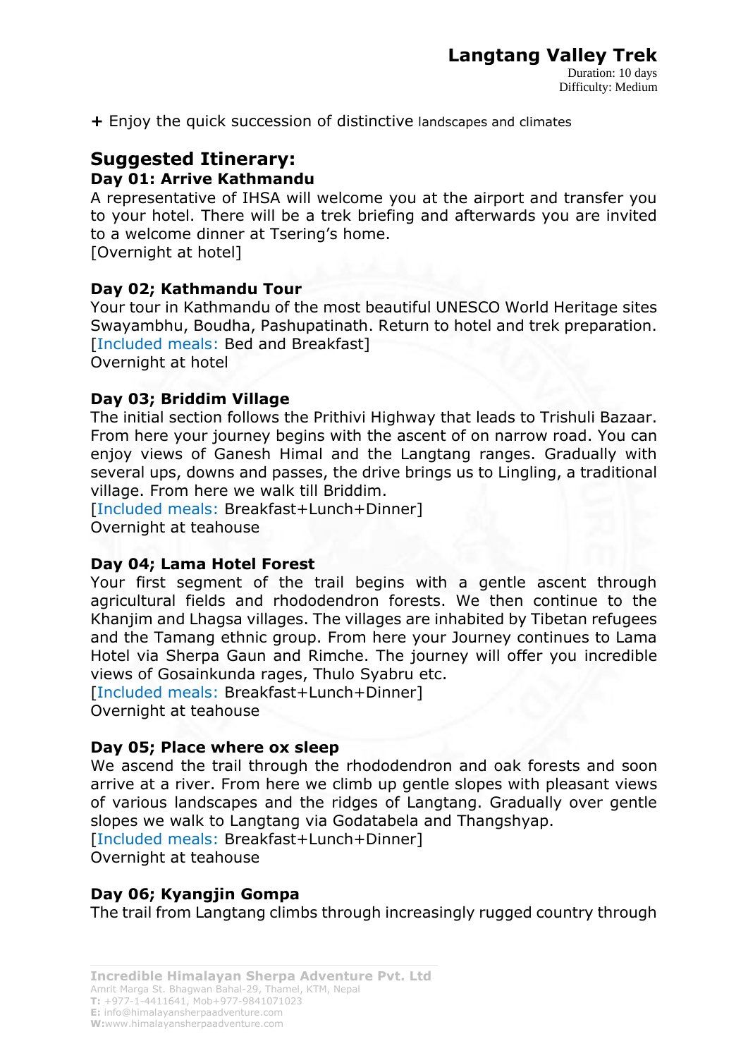+ Enjoy the quick succession of distinctive landscapes and climates

## Suggested Itinerary:

### Day 01: Arrive Kathmandu

A representative of IHSA will welcome you at the airport and transfer you to your hotel. There will be a trek briefing and afterwards you are invited to a welcome dinner at Tsering's home.
[Overnight at hotel]

### Day 02; Kathmandu Tour

Your tour in Kathmandu of the most beautiful UNESCO World Heritage sites Swayambhu, Boudha, Pashupatinath. Return to hotel and trek preparation.
[Included meals: Bed and Breakfast]
Overnight at hotel

### Day 03; Briddim Village

The initial section follows the Prithivi Highway that leads to Trishuli Bazaar. From here your journey begins with the ascent of on narrow road. You can enjoy views of Ganesh Himal and the Langtang ranges. Gradually with several ups, downs and passes, the drive brings us to Lingling, a traditional village. From here we walk till Briddim.
[Included meals: Breakfast+Lunch+Dinner]
Overnight at teahouse

### Day 04; Lama Hotel Forest

Your first segment of the trail begins with a gentle ascent through agricultural fields and rhododendron forests. We then continue to the Khanjim and Lhagsa villages. The villages are inhabited by Tibetan refugees and the Tamang ethnic group. From here your Journey continues to Lama Hotel via Sherpa Gaun and Rimche. The journey will offer you incredible views of Gosainkunda rages, Thulo Syabru etc.
[Included meals: Breakfast+Lunch+Dinner]
Overnight at teahouse

### Day 05; Place where ox sleep

We ascend the trail through the rhododendron and oak forests and soon arrive at a river. From here we climb up gentle slopes with pleasant views of various landscapes and the ridges of Langtang. Gradually over gentle slopes we walk to Langtang via Godatabela and Thangshyap.
[Included meals: Breakfast+Lunch+Dinner]
Overnight at teahouse

### Day 06; Kyangjin Gompa

The trail from Langtang climbs through increasingly rugged country through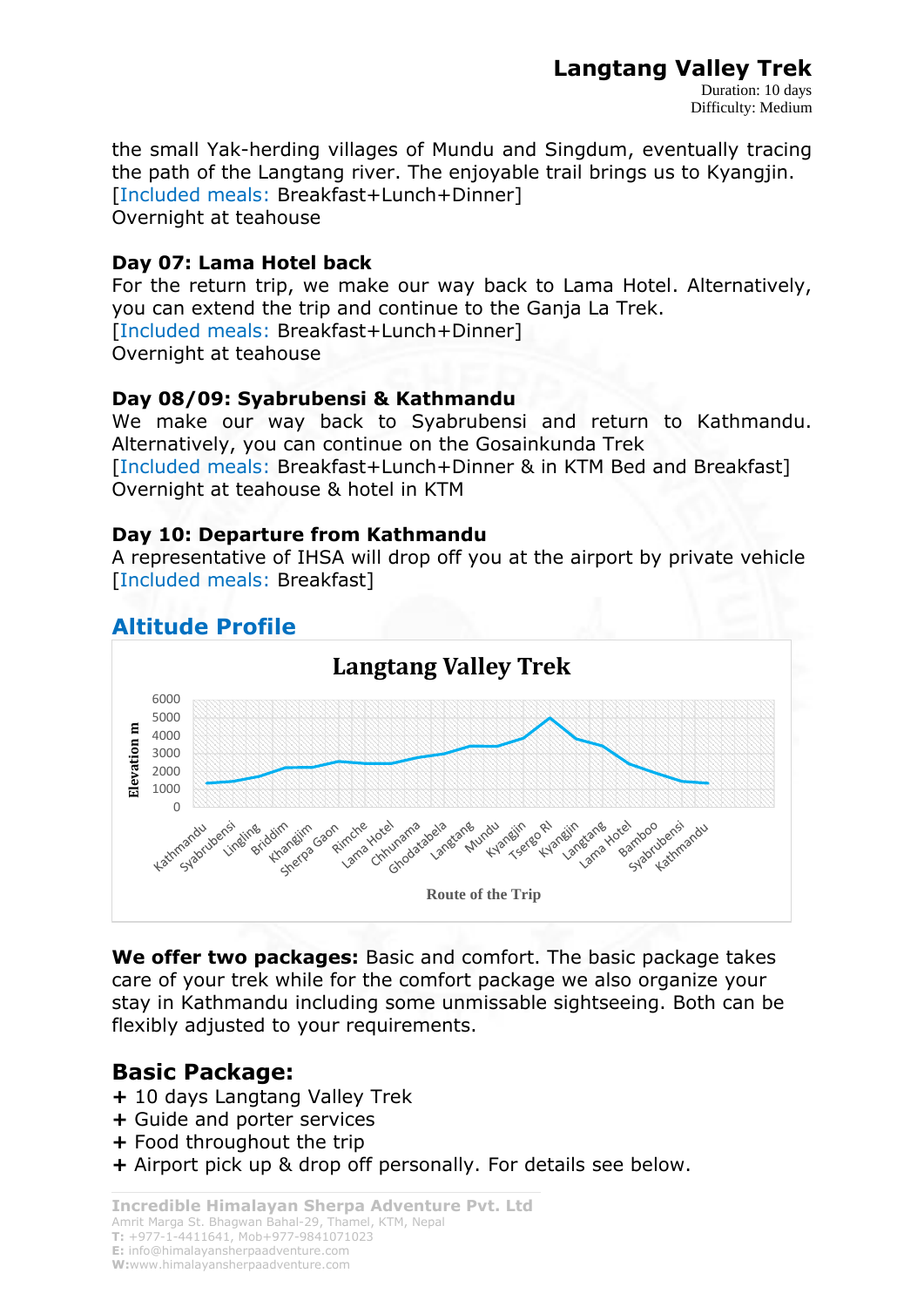the small Yak-herding villages of Mundu and Singdum, eventually tracing the path of the Langtang river. The enjoyable trail brings us to Kyangjin.
[Included meals: Breakfast+Lunch+Dinner]
Overnight at teahouse

**Day 07: Lama Hotel back**
For the return trip, we make our way back to Lama Hotel. Alternatively, you can extend the trip and continue to the Ganja La Trek.
[Included meals: Breakfast+Lunch+Dinner]
Overnight at teahouse

**Day 08/09: Syabrubensi & Kathmandu**
We make our way back to Syabrubensi and return to Kathmandu. Alternatively, you can continue on the Gosainkunda Trek
[Included meals: Breakfast+Lunch+Dinner & in KTM Bed and Breakfast]
Overnight at teahouse & hotel in KTM

**Day 10: Departure from Kathmandu**
A representative of IHSA will drop off you at the airport by private vehicle
[Included meals: Breakfast]

## Altitude Profile

**Langtang Valley Trek**

Elevation m: 0, 1000, 2000, 3000, 4000, 5000, 6000

Route of the Trip: Kathmandu, Syabrubensi, Lingling, Briddim, Khangjim, Sherpa Gaon, Rimche, Lama Hotel, Chhunama, Ghodatabela, Langtang, Mundu, Kyangjin, Tsergo Ri, Kyangjin, Langtang, Lama Hotel, Bamboo, Syabrubensi, Kathmandu

**We offer two packages:** Basic and comfort. The basic package takes care of your trek while for the comfort package we also organize your stay in Kathmandu including some unmissable sightseeing. Both can be flexibly adjusted to your requirements.

## Basic Package:

+ 10 days Langtang Valley Trek
+ Guide and porter services
+ Food throughout the trip
+ Airport pick up & drop off personally. For details see below.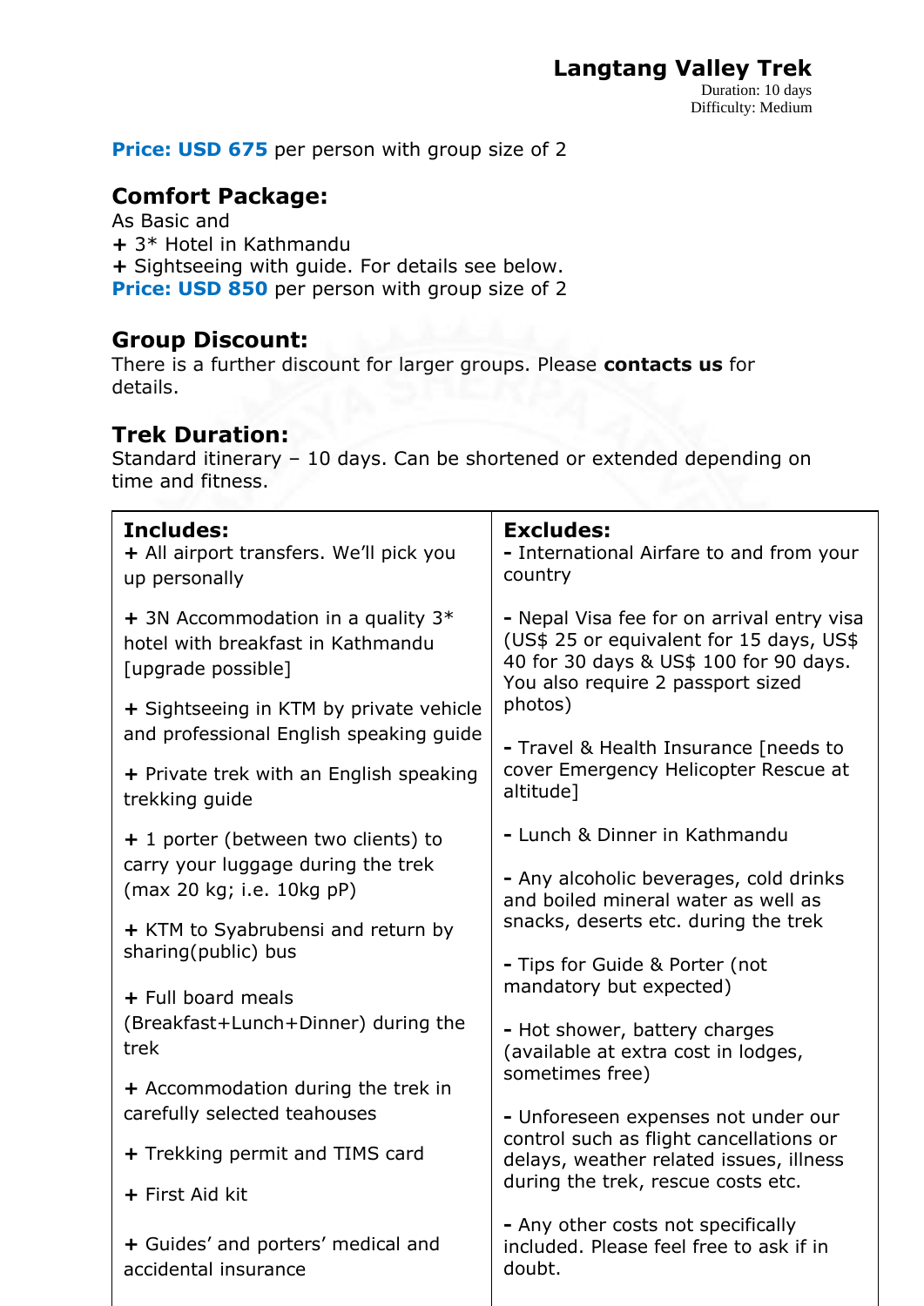## Langtang Valley Trek

Duration: 10 days
Difficulty: Medium

**Price: USD 675** per person with group size of 2

### Comfort Package:

As Basic and
+ 3* Hotel in Kathmandu
+ Sightseeing with guide. For details see below.

**Price: USD 850** per person with group size of 2

### Group Discount:

There is a further discount for larger groups. Please **contacts us** for details.

### Trek Duration:

Standard itinerary – 10 days. Can be shortened or extended depending on time and fitness.

| **Includes:** | **Excludes:** |
| --- | --- |
| **+** All airport transfers. We'll pick you up personally | **-** International Airfare to and from your country |
| **+** 3N Accommodation in a quality 3* hotel with breakfast in Kathmandu [upgrade possible] | **-** Nepal Visa fee for on arrival entry visa (US$ 25 or equivalent for 15 days, US$ 40 for 30 days & US$ 100 for 90 days. You also require 2 passport sized photos) |
| **+** Sightseeing in KTM by private vehicle and professional English speaking guide | **-** Travel & Health Insurance [needs to cover Emergency Helicopter Rescue at altitude] |
| **+** Private trek with an English speaking trekking guide | **-** Lunch & Dinner in Kathmandu |
| **+** 1 porter (between two clients) to carry your luggage during the trek (max 20 kg; i.e. 10kg pP) | **-** Any alcoholic beverages, cold drinks and boiled mineral water as well as snacks, deserts etc. during the trek |
| **+** KTM to Syabrubensi and return by sharing(public) bus | **-** Tips for Guide & Porter (not mandatory but expected) |
| **+** Full board meals (Breakfast+Lunch+Dinner) during the trek | **-** Hot shower, battery charges (available at extra cost in lodges, sometimes free) |
| **+** Accommodation during the trek in carefully selected teahouses | **-** Unforeseen expenses not under our control such as flight cancellations or delays, weather related issues, illness during the trek, rescue costs etc. |
| **+** Trekking permit and TIMS card | **-** Any other costs not specifically included. Please feel free to ask if in doubt. |
| **+** First Aid kit | |
| **+** Guides' and porters' medical and accidental insurance | |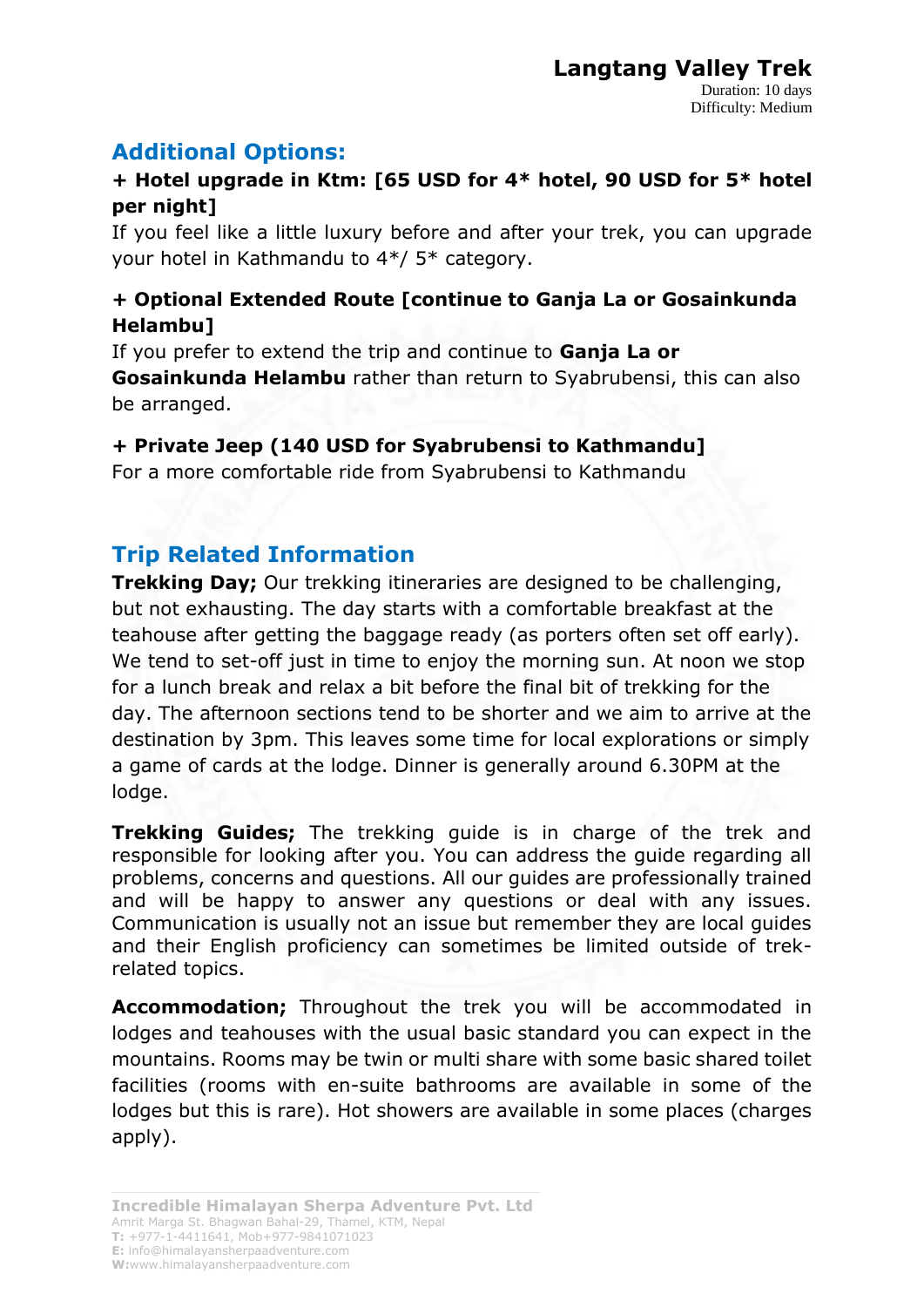## Additional Options:

**+ Hotel upgrade in Ktm: [65 USD for 4* hotel, 90 USD for 5* hotel per night]**

If you feel like a little luxury before and after your trek, you can upgrade your hotel in Kathmandu to 4*/ 5* category.

**+ Optional Extended Route [continue to Ganja La or Gosainkunda Helambu]**

If you prefer to extend the trip and continue to **Ganja La or Gosainkunda Helambu** rather than return to Syabrubensi, this can also be arranged.

**+ Private Jeep (140 USD for Syabrubensi to Kathmandu]**

For a more comfortable ride from Syabrubensi to Kathmandu

## Trip Related Information

**Trekking Day;** Our trekking itineraries are designed to be challenging, but not exhausting. The day starts with a comfortable breakfast at the teahouse after getting the baggage ready (as porters often set off early). We tend to set-off just in time to enjoy the morning sun. At noon we stop for a lunch break and relax a bit before the final bit of trekking for the day. The afternoon sections tend to be shorter and we aim to arrive at the destination by 3pm. This leaves some time for local explorations or simply a game of cards at the lodge. Dinner is generally around 6.30PM at the lodge.

**Trekking Guides;** The trekking guide is in charge of the trek and responsible for looking after you. You can address the guide regarding all problems, concerns and questions. All our guides are professionally trained and will be happy to answer any questions or deal with any issues. Communication is usually not an issue but remember they are local guides and their English proficiency can sometimes be limited outside of trek-related topics.

**Accommodation;** Throughout the trek you will be accommodated in lodges and teahouses with the usual basic standard you can expect in the mountains. Rooms may be twin or multi share with some basic shared toilet facilities (rooms with en-suite bathrooms are available in some of the lodges but this is rare). Hot showers are available in some places (charges apply).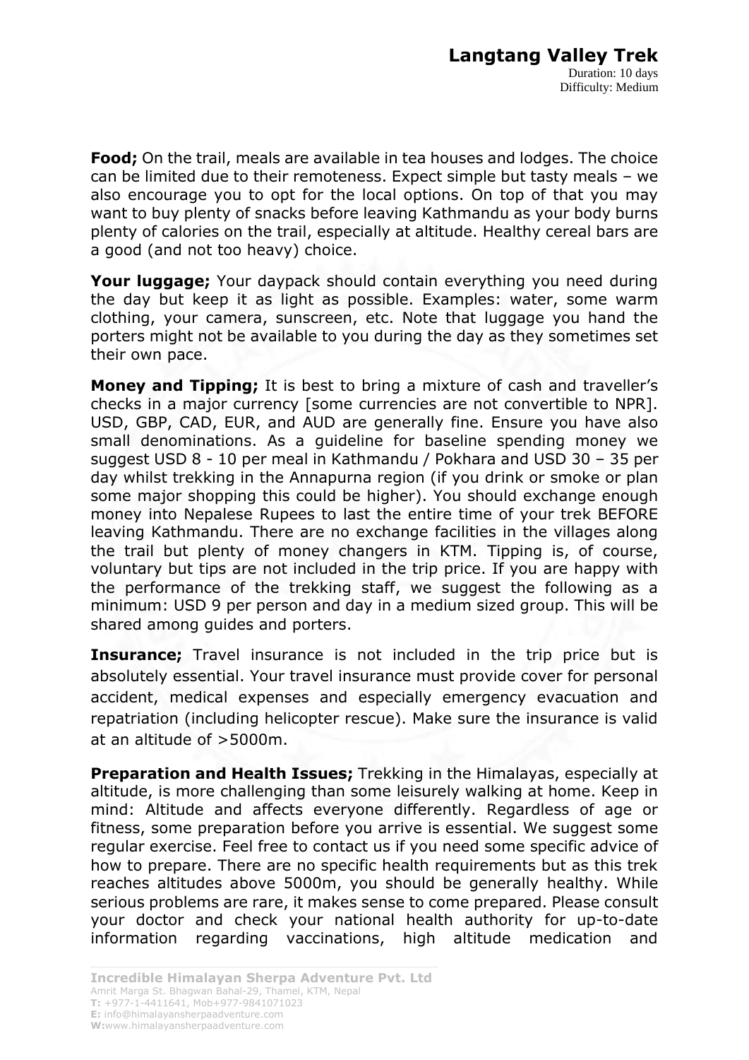**Food;** On the trail, meals are available in tea houses and lodges. The choice can be limited due to their remoteness. Expect simple but tasty meals – we also encourage you to opt for the local options. On top of that you may want to buy plenty of snacks before leaving Kathmandu as your body burns plenty of calories on the trail, especially at altitude. Healthy cereal bars are a good (and not too heavy) choice.

**Your luggage;** Your daypack should contain everything you need during the day but keep it as light as possible. Examples: water, some warm clothing, your camera, sunscreen, etc. Note that luggage you hand the porters might not be available to you during the day as they sometimes set their own pace.

**Money and Tipping;** It is best to bring a mixture of cash and traveller's checks in a major currency [some currencies are not convertible to NPR]. USD, GBP, CAD, EUR, and AUD are generally fine. Ensure you have also small denominations. As a guideline for baseline spending money we suggest USD 8 - 10 per meal in Kathmandu / Pokhara and USD 30 – 35 per day whilst trekking in the Annapurna region (if you drink or smoke or plan some major shopping this could be higher). You should exchange enough money into Nepalese Rupees to last the entire time of your trek BEFORE leaving Kathmandu. There are no exchange facilities in the villages along the trail but plenty of money changers in KTM. Tipping is, of course, voluntary but tips are not included in the trip price. If you are happy with the performance of the trekking staff, we suggest the following as a minimum: USD 9 per person and day in a medium sized group. This will be shared among guides and porters.

**Insurance;** Travel insurance is not included in the trip price but is absolutely essential. Your travel insurance must provide cover for personal accident, medical expenses and especially emergency evacuation and repatriation (including helicopter rescue). Make sure the insurance is valid at an altitude of >5000m.

**Preparation and Health Issues;** Trekking in the Himalayas, especially at altitude, is more challenging than some leisurely walking at home. Keep in mind: Altitude and affects everyone differently. Regardless of age or fitness, some preparation before you arrive is essential. We suggest some regular exercise. Feel free to contact us if you need some specific advice of how to prepare. There are no specific health requirements but as this trek reaches altitudes above 5000m, you should be generally healthy. While serious problems are rare, it makes sense to come prepared. Please consult your doctor and check your national health authority for up-to-date information regarding vaccinations, high altitude medication and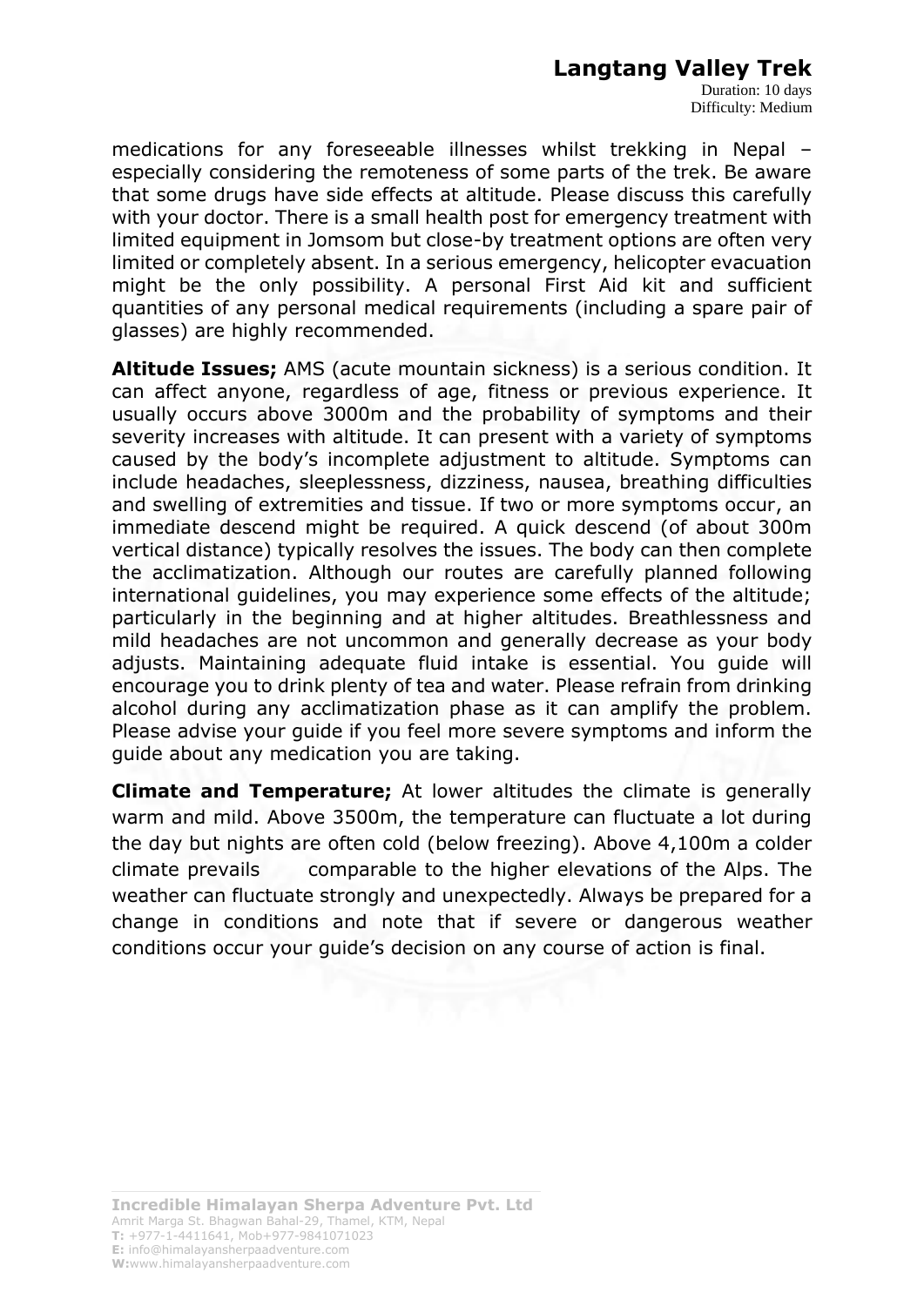medications for any foreseeable illnesses whilst trekking in Nepal – especially considering the remoteness of some parts of the trek. Be aware that some drugs have side effects at altitude. Please discuss this carefully with your doctor. There is a small health post for emergency treatment with limited equipment in Jomsom but close-by treatment options are often very limited or completely absent. In a serious emergency, helicopter evacuation might be the only possibility. A personal First Aid kit and sufficient quantities of any personal medical requirements (including a spare pair of glasses) are highly recommended.

**Altitude Issues;** AMS (acute mountain sickness) is a serious condition. It can affect anyone, regardless of age, fitness or previous experience. It usually occurs above 3000m and the probability of symptoms and their severity increases with altitude. It can present with a variety of symptoms caused by the body's incomplete adjustment to altitude. Symptoms can include headaches, sleeplessness, dizziness, nausea, breathing difficulties and swelling of extremities and tissue. If two or more symptoms occur, an immediate descend might be required. A quick descend (of about 300m vertical distance) typically resolves the issues. The body can then complete the acclimatization. Although our routes are carefully planned following international guidelines, you may experience some effects of the altitude; particularly in the beginning and at higher altitudes. Breathlessness and mild headaches are not uncommon and generally decrease as your body adjusts. Maintaining adequate fluid intake is essential. You guide will encourage you to drink plenty of tea and water. Please refrain from drinking alcohol during any acclimatization phase as it can amplify the problem. Please advise your guide if you feel more severe symptoms and inform the guide about any medication you are taking.

**Climate and Temperature;** At lower altitudes the climate is generally warm and mild. Above 3500m, the temperature can fluctuate a lot during the day but nights are often cold (below freezing). Above 4,100m a colder climate prevails comparable to the higher elevations of the Alps. The weather can fluctuate strongly and unexpectedly. Always be prepared for a change in conditions and note that if severe or dangerous weather conditions occur your guide's decision on any course of action is final.